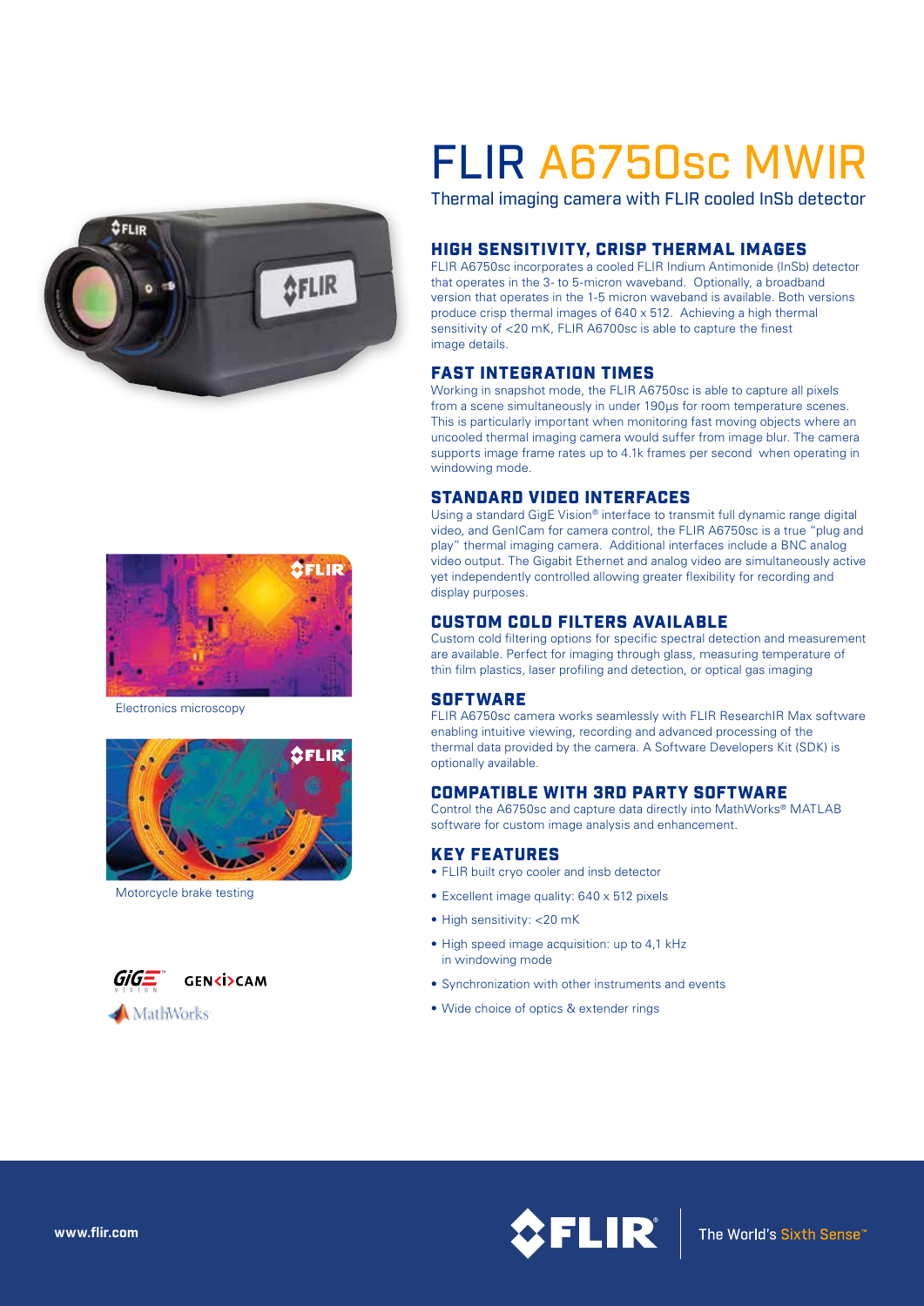# FLIR A6750sc MWIR

Thermal imaging camera with FLIR cooled InSb detector

## HIGH SENSITIVITY, CRISP THERMAL IMAGES

FLIR A6750sc incorporates a cooled FLIR Indium Antimonide (InSb) detector that operates in the 3- to 5-micron waveband. Optionally, a broadband version that operates in the 1-5 micron waveband is available. Both versions produce crisp thermal images of 640 x 512. Achieving a high thermal sensitivity of <20 mK, FLIR A6700sc is able to capture the finest image details.

## FAST INTEGRATION TIMES

Working in snapshot mode, the FLIR A6750sc is able to capture all pixels from a scene simultaneously in under 190µs for room temperature scenes. This is particularly important when monitoring fast moving objects where an uncooled thermal imaging camera would suffer from image blur. The camera supports image frame rates up to 4.1k frames per second when operating in windowing mode.

## STANDARD VIDEO INTERFACES

Using a standard GigE Vision® interface to transmit full dynamic range digital video, and GenICam for camera control, the FLIR A6750sc is a true "plug and play" thermal imaging camera. Additional interfaces include a BNC analog video output. The Gigabit Ethernet and analog video are simultaneously active yet independently controlled allowing greater flexibility for recording and display purposes.

## CUSTOM COLD FILTERS AVAILABLE

Custom cold filtering options for specific spectral detection and measurement are available. Perfect for imaging through glass, measuring temperature of thin film plastics, laser profiling and detection, or optical gas imaging

## SOFTWARE

FLIR A6750sc camera works seamlessly with FLIR ResearchIR Max software enabling intuitive viewing, recording and advanced processing of the thermal data provided by the camera. A Software Developers Kit (SDK) is optionally available.

## COMPATIBLE WITH 3RD PARTY SOFTWARE

Control the A6750sc and capture data directly into MathWorks® MATLAB software for custom image analysis and enhancement.

## KEY FEATURES

- FLIR built cryo cooler and insb detector
- Excellent image quality: 640 x 512 pixels
- High sensitivity: <20 mK
- High speed image acquisition: up to 4,1 kHz in windowing mode
- Synchronization with other instruments and events
- Wide choice of optics & extender rings

Electronics microscopy

Motorcycle brake testing

www.flir.com

The World's Sixth Sense™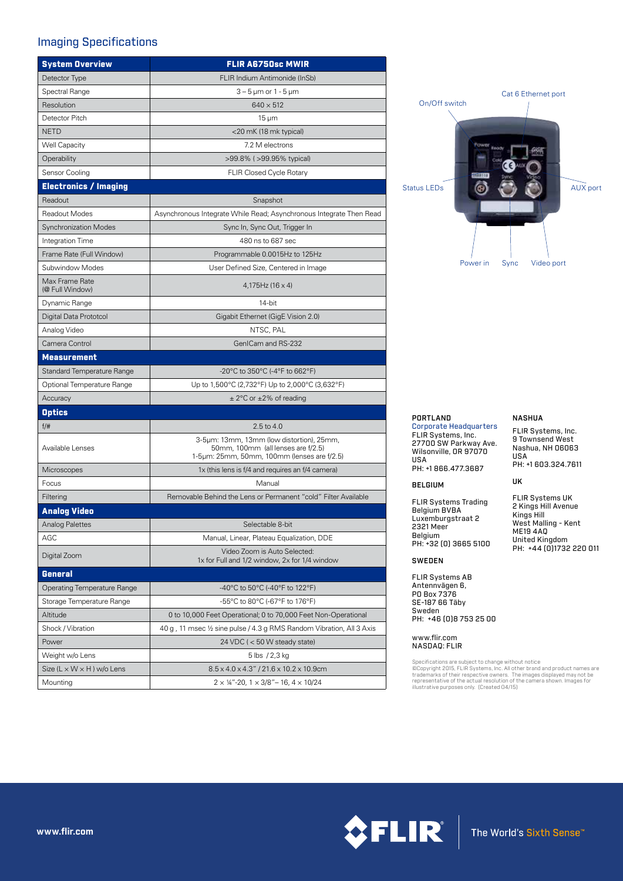## Imaging Specifications

| System Overview | FLIR A6750sc MWIR |
|---|---|
| Detector Type | FLIR Indium Antimonide (InSb) |
| Spectral Range | 3 – 5 µm or 1 - 5 µm |
| Resolution | 640 × 512 |
| Detector Pitch | 15 µm |
| NETD | <20 mK (18 mk typical) |
| Well Capacity | 7.2 M electrons |
| Operability | >99.8% ( >99.95% typical) |
| Sensor Cooling | FLIR Closed Cycle Rotary |
| **Electronics / Imaging** | |
| Readout | Snapshot |
| Readout Modes | Asynchronous Integrate While Read; Asynchronous Integrate Then Read |
| Synchronization Modes | Sync In, Sync Out, Trigger In |
| Integration Time | 480 ns to 687 sec |
| Frame Rate (Full Window) | Programmable 0.0015Hz to 125Hz |
| Subwindow Modes | User Defined Size, Centered in Image |
| Max Frame Rate (@ Full Window) | 4,175Hz (16 x 4) |
| Dynamic Range | 14-bit |
| Digital Data Prototcol | Gigabit Ethernet (GigE Vision 2.0) |
| Analog Video | NTSC, PAL |
| Camera Control | GenICam and RS-232 |
| **Measurement** | |
| Standard Temperature Range | -20°C to 350°C (-4°F to 662°F) |
| Optional Temperature Range | Up to 1,500°C (2,732°F) Up to 2,000°C (3,632°F) |
| Accuracy | ± 2°C or ±2% of reading |
| **Optics** | |
| f/# | 2.5 to 4.0 |
| Available Lenses | 3-5µm: 13mm, 13mm (low distortion), 25mm, 50mm, 100mm (all lenses are f/2.5) 1-5µm: 25mm, 50mm, 100mm (lenses are f/2.5) |
| Microscopes | 1x (this lens is f/4 and requires an f/4 camera) |
| Focus | Manual |
| Filtering | Removable Behind the Lens or Permanent "cold" Filter Available |
| **Analog Video** | |
| Analog Palettes | Selectable 8-bit |
| AGC | Manual, Linear, Plateau Equalization, DDE |
| Digital Zoom | Video Zoom is Auto Selected: 1x for Full and 1/2 window, 2x for 1/4 window |
| **General** | |
| Operating Temperature Range | -40°C to 50°C (-40°F to 122°F) |
| Storage Temperature Range | -55°C to 80°C (-67°F to 176°F) |
| Altitude | 0 to 10,000 Feet Operational; 0 to 70,000 Feet Non-Operational |
| Shock / Vibration | 40 g , 11 msec ½ sine pulse / 4.3 g RMS Random Vibration, All 3 Axis |
| Power | 24 VDC ( < 50 W steady state) |
| Weight w/o Lens | 5 lbs / 2,3 kg |
| Size (L × W × H ) w/o Lens | 8.5 x 4.0 x 4.3" / 21.6 x 10.2 x 10.9cm |
| Mounting | 2 × ¼"-20, 1 × 3/8"– 16, 4 × 10/24 |

On/Off switch
Cat 6 Ethernet port
Status LEDs
AUX port
Power in
Sync
Video port

**PORTLAND**
Corporate Headquarters
FLIR Systems, Inc.
27700 SW Parkway Ave.
Wilsonville, OR 97070
USA
PH: +1 866.477.3687

**BELGIUM**

FLIR Systems Trading Belgium BVBA
Luxemburgstraat 2
2321 Meer
Belgium
PH: +32 (0) 3665 5100

**SWEDEN**

FLIR Systems AB
Antennvägen 6,
PO Box 7376
SE-187 66 Täby
Sweden
PH: +46 (0)8 753 25 00

www.flir.com
NASDAQ: FLIR

**NASHUA**

FLIR Systems, Inc.
9 Townsend West
Nashua, NH 06063
USA
PH: +1 603.324.7611

**UK**

FLIR Systems UK
2 Kings Hill Avenue
Kings Hill
West Malling - Kent
ME19 4AQ
United Kingdom
PH: +44 (0)1732 220 011

Specifications are subject to change without notice
©Copyright 2015, FLIR Systems, Inc. All other brand and product names are trademarks of their respective owners. The images displayed may not be representative of the actual resolution of the camera shown. Images for illustrative purposes only. (Created 04/15)

www.flir.com

FLIR® The World's Sixth Sense™